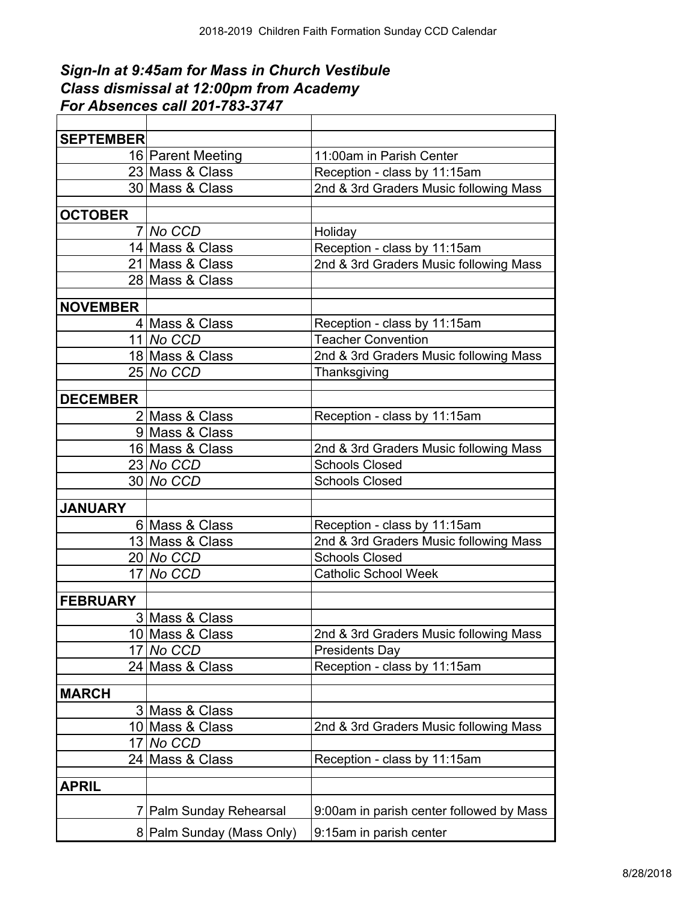2018-2019 Children Faith Formation Sunday CCD Calendar

***Sign-In at 9:45am for Mass in Church Vestibule***
***Class dismissal at 12:00pm from Academy***
***For Absences call 201-783-3747***

| | | |
|---|---|---|
| **SEPTEMBER** | | |
| 16 | Parent Meeting | 11:00am in Parish Center |
| 23 | Mass & Class | Reception - class by 11:15am |
| 30 | Mass & Class | 2nd & 3rd Graders Music following Mass |
| | | |
| **OCTOBER** | | |
| 7 | *No CCD* | Holiday |
| 14 | Mass & Class | Reception - class by 11:15am |
| 21 | Mass & Class | 2nd & 3rd Graders Music following Mass |
| 28 | Mass & Class | |
| | | |
| **NOVEMBER** | | |
| 4 | Mass & Class | Reception - class by 11:15am |
| 11 | *No CCD* | Teacher Convention |
| 18 | Mass & Class | 2nd & 3rd Graders Music following Mass |
| 25 | *No CCD* | Thanksgiving |
| | | |
| **DECEMBER** | | |
| 2 | Mass & Class | Reception - class by 11:15am |
| 9 | Mass & Class | |
| 16 | Mass & Class | 2nd & 3rd Graders Music following Mass |
| 23 | *No CCD* | Schools Closed |
| 30 | *No CCD* | Schools Closed |
| | | |
| **JANUARY** | | |
| 6 | Mass & Class | Reception - class by 11:15am |
| 13 | Mass & Class | 2nd & 3rd Graders Music following Mass |
| 20 | *No CCD* | Schools Closed |
| 17 | *No CCD* | Catholic School Week |
| | | |
| **FEBRUARY** | | |
| 3 | Mass & Class | |
| 10 | Mass & Class | 2nd & 3rd Graders Music following Mass |
| 17 | *No CCD* | Presidents Day |
| 24 | Mass & Class | Reception - class by 11:15am |
| | | |
| **MARCH** | | |
| 3 | Mass & Class | |
| 10 | Mass & Class | 2nd & 3rd Graders Music following Mass |
| 17 | *No CCD* | |
| 24 | Mass & Class | Reception - class by 11:15am |
| | | |
| **APRIL** | | |
| 7 | Palm Sunday Rehearsal | 9:00am in parish center followed by Mass |
| 8 | Palm Sunday (Mass Only) | 9:15am in parish center |

8/28/2018